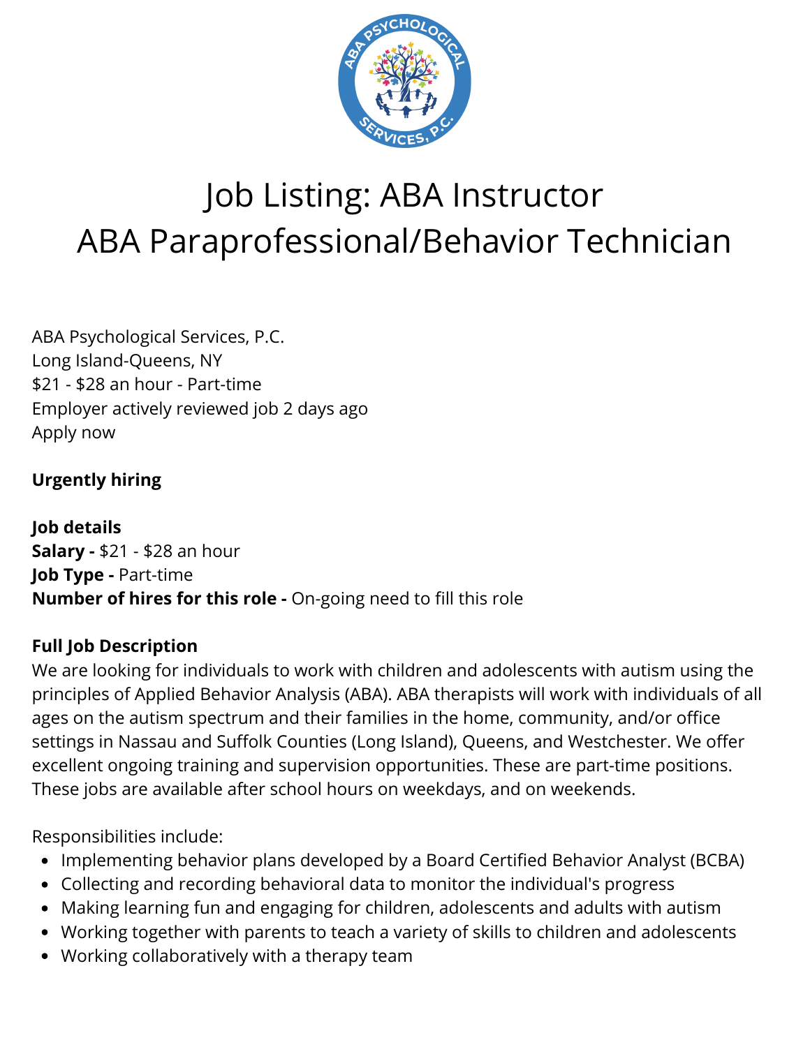# Job Listing: ABA Instructor
# ABA Paraprofessional/Behavior Technician

ABA Psychological Services, P.C.
Long Island-Queens, NY
$21 - $28 an hour - Part-time
Employer actively reviewed job 2 days ago
Apply now

**Urgently hiring**

**Job details**
**Salary -** $21 - $28 an hour
**Job Type -** Part-time
**Number of hires for this role -** On-going need to fill this role

**Full Job Description**
We are looking for individuals to work with children and adolescents with autism using the principles of Applied Behavior Analysis (ABA). ABA therapists will work with individuals of all ages on the autism spectrum and their families in the home, community, and/or office settings in Nassau and Suffolk Counties (Long Island), Queens, and Westchester. We offer excellent ongoing training and supervision opportunities. These are part-time positions. These jobs are available after school hours on weekdays, and on weekends.

Responsibilities include:

- Implementing behavior plans developed by a Board Certified Behavior Analyst (BCBA)
- Collecting and recording behavioral data to monitor the individual's progress
- Making learning fun and engaging for children, adolescents and adults with autism
- Working together with parents to teach a variety of skills to children and adolescents
- Working collaboratively with a therapy team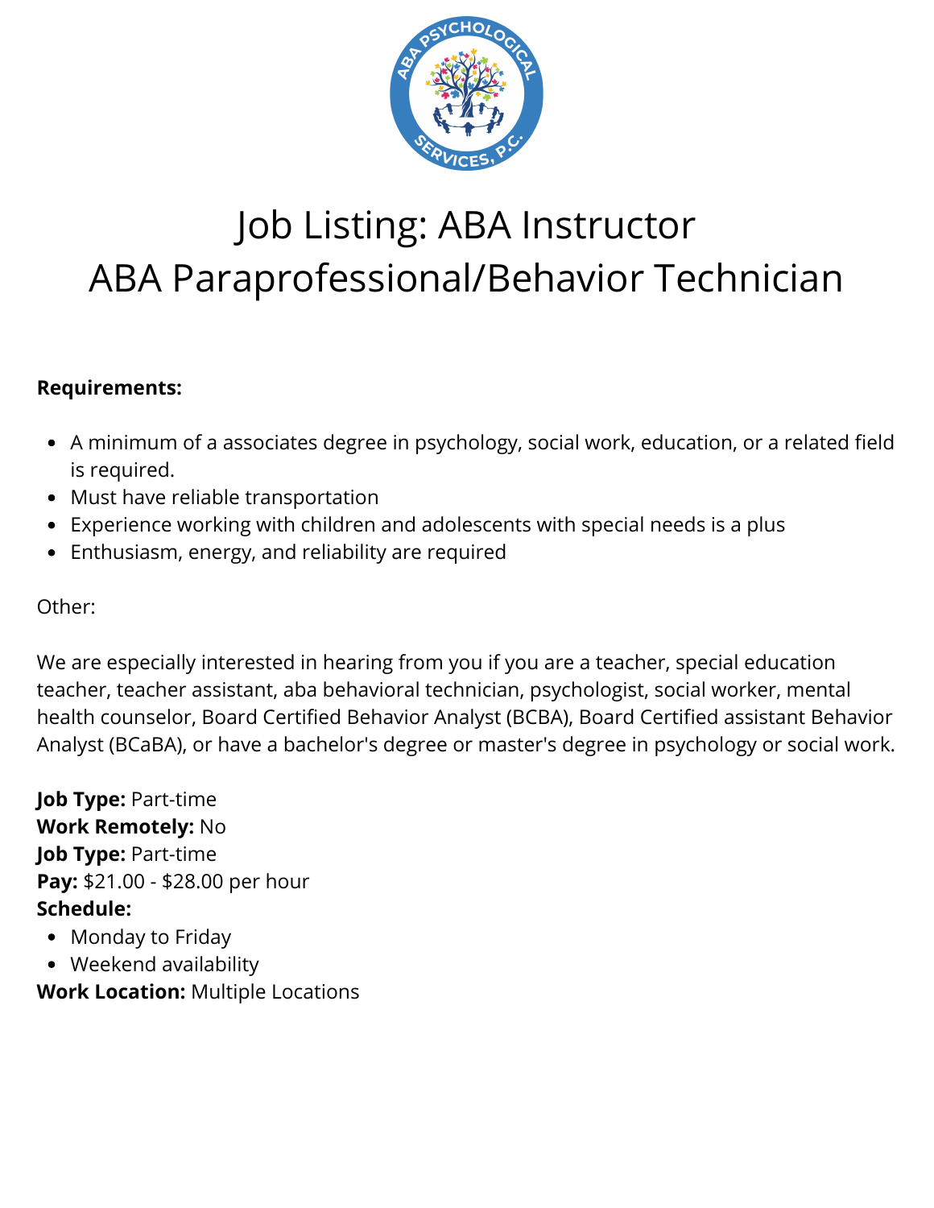# Job Listing: ABA Instructor
# ABA Paraprofessional/Behavior Technician

**Requirements:**

- A minimum of a associates degree in psychology, social work, education, or a related field is required.
- Must have reliable transportation
- Experience working with children and adolescents with special needs is a plus
- Enthusiasm, energy, and reliability are required

Other:

We are especially interested in hearing from you if you are a teacher, special education teacher, teacher assistant, aba behavioral technician, psychologist, social worker, mental health counselor, Board Certified Behavior Analyst (BCBA), Board Certified assistant Behavior Analyst (BCaBA), or have a bachelor's degree or master's degree in psychology or social work.

**Job Type:** Part-time
**Work Remotely:** No
**Job Type:** Part-time
**Pay:** $21.00 - $28.00 per hour
**Schedule:**

- Monday to Friday
- Weekend availability

**Work Location:** Multiple Locations